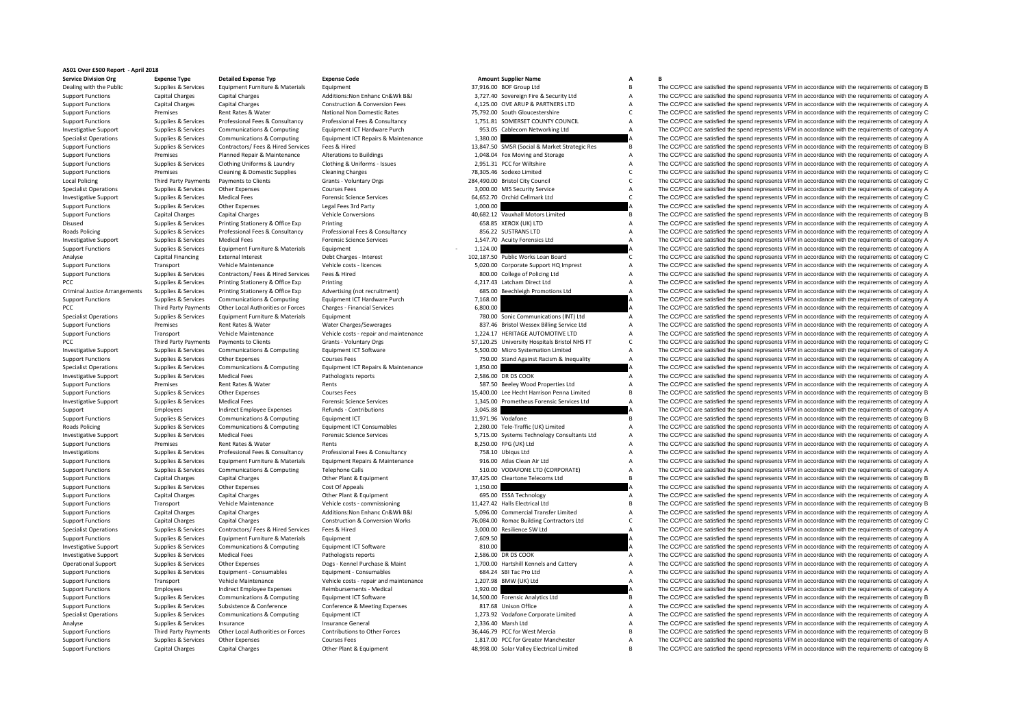# AS01 Over £500 Report - April 2018

| Service Division Org | Expense Type | Detailed Expense Typ | Expense Code | Amount | Supplier Name | A | B |
|---|---|---|---|---|---|---|---|
| Dealing with the Public | Supplies & Services | Equipment Furniture & Materials | Equipment | 37,916.00 | BOF Group Ltd | B | The CC/PCC are satisfied the spend represents VFM in accordance with the requirements of category B |
| Support Functions | Capital Charges | Capital Charges | Additions:Non Enhanc Cn&Wk B&I | 3,727.40 | Sovereign Fire & Security Ltd | A | The CC/PCC are satisfied the spend represents VFM in accordance with the requirements of category A |
| Support Functions | Capital Charges | Capital Charges | Construction & Conversion Fees | 4,125.00 | OVE ARUP & PARTNERS LTD | A | The CC/PCC are satisfied the spend represents VFM in accordance with the requirements of category A |
| Support Functions | Premises | Rent Rates & Water | National Non Domestic Rates | 75,792.00 | South Gloucestershire | C | The CC/PCC are satisfied the spend represents VFM in accordance with the requirements of category C |
| Support Functions | Supplies & Services | Professional Fees & Consultancy | Professional Fees & Consultancy | 1,751.81 | SOMERSET COUNTY COUNCIL | A | The CC/PCC are satisfied the spend represents VFM in accordance with the requirements of category A |
| Investigative Support | Supplies & Services | Communications & Computing | Equipment ICT Hardware Purch | 953.05 | Cablecom Networking Ltd | A | The CC/PCC are satisfied the spend represents VFM in accordance with the requirements of category A |
| Specialist Operations | Supplies & Services | Communications & Computing | Equipment ICT Repairs & Maintenance | 1,380.00 | | A | The CC/PCC are satisfied the spend represents VFM in accordance with the requirements of category A |
| Support Functions | Supplies & Services | Contractors/ Fees & Hired Services | Fees & Hired | 13,847.50 | SMSR (Social & Market Strategic Res | B | The CC/PCC are satisfied the spend represents VFM in accordance with the requirements of category B |
| Support Functions | Premises | Planned Repair & Maintenance | Alterations to Buildings | 1,048.04 | Fox Moving and Storage | A | The CC/PCC are satisfied the spend represents VFM in accordance with the requirements of category A |
| Support Functions | Supplies & Services | Clothing Uniforms & Laundry | Clothing & Uniforms - Issues | 2,951.31 | PCC for Wiltshire | A | The CC/PCC are satisfied the spend represents VFM in accordance with the requirements of category A |
| Support Functions | Premises | Cleaning & Domestic Supplies | Cleaning Charges | 78,305.46 | Sodexo Limited | C | The CC/PCC are satisfied the spend represents VFM in accordance with the requirements of category C |
| Local Policing | Third Party Payments | Payments to Clients | Grants - Voluntary Orgs | 284,490.00 | Bristol City Council | C | The CC/PCC are satisfied the spend represents VFM in accordance with the requirements of category C |
| Specialist Operations | Supplies & Services | Other Expenses | Courses Fees | 3,000.00 | MI5 Security Service | A | The CC/PCC are satisfied the spend represents VFM in accordance with the requirements of category A |
| Investigative Support | Supplies & Services | Medical Fees | Forensic Science Services | 64,652.70 | Orchid Cellmark Ltd | C | The CC/PCC are satisfied the spend represents VFM in accordance with the requirements of category C |
| Support Functions | Supplies & Services | Other Expenses | Legal Fees 3rd Party | 1,000.00 | | A | The CC/PCC are satisfied the spend represents VFM in accordance with the requirements of category A |
| Support Functions | Capital Charges | Capital Charges | Vehicle Conversions | 40,682.12 | Vauxhall Motors Limited | B | The CC/PCC are satisfied the spend represents VFM in accordance with the requirements of category B |
| Disused | Supplies & Services | Printing Stationery & Office Exp | Printing | 658.85 | XEROX (UK) LTD | A | The CC/PCC are satisfied the spend represents VFM in accordance with the requirements of category A |
| Roads Policing | Supplies & Services | Professional Fees & Consultancy | Professional Fees & Consultancy | 856.22 | SUSTRANS LTD | A | The CC/PCC are satisfied the spend represents VFM in accordance with the requirements of category A |
| Investigative Support | Supplies & Services | Medical Fees | Forensic Science Services | 1,547.70 | Acuity Forensics Ltd | A | The CC/PCC are satisfied the spend represents VFM in accordance with the requirements of category A |
| Support Functions | Supplies & Services | Equipment Furniture & Materials | Equipment | -1,124.00 | | A | The CC/PCC are satisfied the spend represents VFM in accordance with the requirements of category A |
| Analyse | Capital Financing | External Interest | Debt Charges - Interest | 102,187.50 | Public Works Loan Board | C | The CC/PCC are satisfied the spend represents VFM in accordance with the requirements of category C |
| Support Functions | Transport | Vehicle Maintenance | Vehicle costs - licences | 5,020.00 | Corporate Support HQ Imprest | A | The CC/PCC are satisfied the spend represents VFM in accordance with the requirements of category A |
| Support Functions | Supplies & Services | Contractors/ Fees & Hired Services | Fees & Hired | 800.00 | College of Policing Ltd | A | The CC/PCC are satisfied the spend represents VFM in accordance with the requirements of category A |
| PCC | Supplies & Services | Printing Stationery & Office Exp | Printing | 4,217.43 | Latcham Direct Ltd | A | The CC/PCC are satisfied the spend represents VFM in accordance with the requirements of category A |
| Criminal Justice Arrangements | Supplies & Services | Printing Stationery & Office Exp | Advertising (not recruitment) | 685.00 | Beechleigh Promotions Ltd | A | The CC/PCC are satisfied the spend represents VFM in accordance with the requirements of category A |
| Support Functions | Supplies & Services | Communications & Computing | Equipment ICT Hardware Purch | 7,168.00 | | A | The CC/PCC are satisfied the spend represents VFM in accordance with the requirements of category A |
| PCC | Third Party Payments | Other Local Authorities or Forces | Charges - Financial Services | 6,800.00 | | A | The CC/PCC are satisfied the spend represents VFM in accordance with the requirements of category A |
| Specialist Operations | Supplies & Services | Equipment Furniture & Materials | Equipment | 780.00 | Sonic Communications (INT) Ltd | A | The CC/PCC are satisfied the spend represents VFM in accordance with the requirements of category A |
| Support Functions | Premises | Rent Rates & Water | Water Charges/Sewerages | 837.46 | Bristol Wessex Billing Service Ltd | A | The CC/PCC are satisfied the spend represents VFM in accordance with the requirements of category A |
| Support Functions | Transport | Vehicle Maintenance | Vehicle costs - repair and maintenance | 1,224.17 | HERITAGE AUTOMOTIVE LTD | A | The CC/PCC are satisfied the spend represents VFM in accordance with the requirements of category A |
| PCC | Third Party Payments | Payments to Clients | Grants - Voluntary Orgs | 57,120.25 | University Hospitals Bristol NHS FT | C | The CC/PCC are satisfied the spend represents VFM in accordance with the requirements of category C |
| Investigative Support | Supplies & Services | Communications & Computing | Equipment ICT Software | 5,500.00 | Micro Systemation Limited | A | The CC/PCC are satisfied the spend represents VFM in accordance with the requirements of category A |
| Support Functions | Supplies & Services | Other Expenses | Courses Fees | 750.00 | Stand Against Racism & Inequality | A | The CC/PCC are satisfied the spend represents VFM in accordance with the requirements of category A |
| Specialist Operations | Supplies & Services | Communications & Computing | Equipment ICT Repairs & Maintenance | 1,850.00 | | A | The CC/PCC are satisfied the spend represents VFM in accordance with the requirements of category A |
| Investigative Support | Supplies & Services | Medical Fees | Pathologists reports | 2,586.00 | DR DS COOK | A | The CC/PCC are satisfied the spend represents VFM in accordance with the requirements of category A |
| Support Functions | Premises | Rent Rates & Water | Rents | 587.50 | Beeley Wood Properties Ltd | A | The CC/PCC are satisfied the spend represents VFM in accordance with the requirements of category A |
| Support Functions | Supplies & Services | Other Expenses | Courses Fees | 15,400.00 | Lee Hecht Harrison Penna Limited | B | The CC/PCC are satisfied the spend represents VFM in accordance with the requirements of category B |
| Investigative Support | Supplies & Services | Medical Fees | Forensic Science Services | 1,345.00 | Prometheus Forensic Services Ltd | A | The CC/PCC are satisfied the spend represents VFM in accordance with the requirements of category A |
| Support | Employees | Indirect Employee Expenses | Refunds - Contributions | 3,045.88 | | A | The CC/PCC are satisfied the spend represents VFM in accordance with the requirements of category A |
| Support Functions | Supplies & Services | Communications & Computing | Equipment ICT | 11,971.96 | Vodafone | B | The CC/PCC are satisfied the spend represents VFM in accordance with the requirements of category B |
| Roads Policing | Supplies & Services | Communications & Computing | Equipment ICT Consumables | 2,280.00 | Tele-Traffic (UK) Limited | A | The CC/PCC are satisfied the spend represents VFM in accordance with the requirements of category A |
| Investigative Support | Supplies & Services | Medical Fees | Forensic Science Services | 5,715.00 | Systems Technology Consultants Ltd | A | The CC/PCC are satisfied the spend represents VFM in accordance with the requirements of category A |
| Support Functions | Premises | Rent Rates & Water | Rents | 8,250.00 | FPG (UK) Ltd | A | The CC/PCC are satisfied the spend represents VFM in accordance with the requirements of category A |
| Investigations | Supplies & Services | Professional Fees & Consultancy | Professional Fees & Consultancy | 758.10 | Ubiqus Ltd | A | The CC/PCC are satisfied the spend represents VFM in accordance with the requirements of category A |
| Support Functions | Supplies & Services | Equipment Furniture & Materials | Equipment Repairs & Maintenance | 916.00 | Atlas Clean Air Ltd | A | The CC/PCC are satisfied the spend represents VFM in accordance with the requirements of category A |
| Support Functions | Supplies & Services | Communications & Computing | Telephone Calls | 510.00 | VODAFONE LTD (CORPORATE) | A | The CC/PCC are satisfied the spend represents VFM in accordance with the requirements of category A |
| Support Functions | Capital Charges | Capital Charges | Other Plant & Equipment | 37,425.00 | Cleartone Telecoms Ltd | B | The CC/PCC are satisfied the spend represents VFM in accordance with the requirements of category B |
| Support Functions | Supplies & Services | Other Expenses | Cost Of Appeals | 1,150.00 | | A | The CC/PCC are satisfied the spend represents VFM in accordance with the requirements of category A |
| Support Functions | Capital Charges | Capital Charges | Other Plant & Equipment | 695.00 | ESSA Technology | A | The CC/PCC are satisfied the spend represents VFM in accordance with the requirements of category A |
| Support Functions | Transport | Vehicle Maintenance | Vehicle costs - commissioning | 11,427.42 | Halls Electrical Ltd | B | The CC/PCC are satisfied the spend represents VFM in accordance with the requirements of category B |
| Support Functions | Capital Charges | Capital Charges | Additions:Non Enhanc Cn&Wk B&I | 5,096.00 | Commercial Transfer Limited | A | The CC/PCC are satisfied the spend represents VFM in accordance with the requirements of category A |
| Support Functions | Capital Charges | Capital Charges | Construction & Conversion Works | 76,084.00 | Romac Building Contractors Ltd | C | The CC/PCC are satisfied the spend represents VFM in accordance with the requirements of category C |
| Specialist Operations | Supplies & Services | Contractors/ Fees & Hired Services | Fees & Hired | 3,000.00 | Resilience SW Ltd | A | The CC/PCC are satisfied the spend represents VFM in accordance with the requirements of category A |
| Support Functions | Supplies & Services | Equipment Furniture & Materials | Equipment | 7,609.50 | | A | The CC/PCC are satisfied the spend represents VFM in accordance with the requirements of category A |
| Investigative Support | Supplies & Services | Communications & Computing | Equipment ICT Software | 810.00 | | A | The CC/PCC are satisfied the spend represents VFM in accordance with the requirements of category A |
| Investigative Support | Supplies & Services | Medical Fees | Pathologists reports | 2,586.00 | DR DS COOK | A | The CC/PCC are satisfied the spend represents VFM in accordance with the requirements of category A |
| Operational Support | Supplies & Services | Other Expenses | Dogs - Kennel Purchase & Maint | 1,700.00 | Hartshill Kennels and Cattery | A | The CC/PCC are satisfied the spend represents VFM in accordance with the requirements of category A |
| Support Functions | Supplies & Services | Equipment - Consumables | Equipment - Consumables | 684.24 | SBI Tac Pro Ltd | A | The CC/PCC are satisfied the spend represents VFM in accordance with the requirements of category A |
| Support Functions | Transport | Vehicle Maintenance | Vehicle costs - repair and maintenance | 1,207.98 | BMW (UK) Ltd | A | The CC/PCC are satisfied the spend represents VFM in accordance with the requirements of category A |
| Support Functions | Employees | Indirect Employee Expenses | Reimbursements - Medical | 1,920.00 | | A | The CC/PCC are satisfied the spend represents VFM in accordance with the requirements of category A |
| Support Functions | Supplies & Services | Communications & Computing | Equipment ICT Software | 14,500.00 | Forensic Analytics Ltd | B | The CC/PCC are satisfied the spend represents VFM in accordance with the requirements of category B |
| Support Functions | Supplies & Services | Subsistence & Conference | Conference & Meeting Expenses | 817.68 | Unison Office | A | The CC/PCC are satisfied the spend represents VFM in accordance with the requirements of category A |
| Specialist Operations | Supplies & Services | Communications & Computing | Equipment ICT | 1,273.92 | Vodafone Corporate Limited | A | The CC/PCC are satisfied the spend represents VFM in accordance with the requirements of category A |
| Analyse | Supplies & Services | Insurance | Insurance General | 2,336.40 | Marsh Ltd | A | The CC/PCC are satisfied the spend represents VFM in accordance with the requirements of category A |
| Support Functions | Third Party Payments | Other Local Authorities or Forces | Contributions to Other Forces | 36,446.79 | PCC for West Mercia | B | The CC/PCC are satisfied the spend represents VFM in accordance with the requirements of category B |
| Support Functions | Supplies & Services | Other Expenses | Courses Fees | 1,817.00 | PCC for Greater Manchester | A | The CC/PCC are satisfied the spend represents VFM in accordance with the requirements of category A |
| Support Functions | Capital Charges | Capital Charges | Other Plant & Equipment | 48,998.00 | Solar Valley Electrical Limited | B | The CC/PCC are satisfied the spend represents VFM in accordance with the requirements of category B |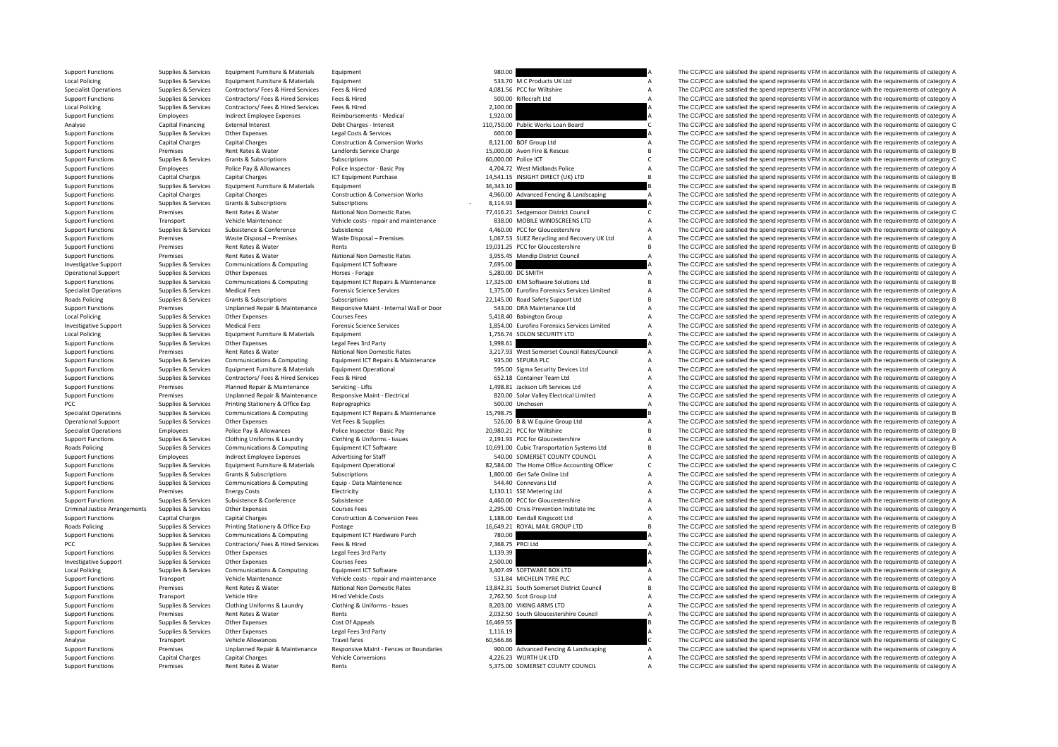| | | | | | | | |
|---|---|---|---|---|---|---|---|
| Support Functions | Supplies & Services | Equipment Furniture & Materials | Equipment | 980.00 | | A | The CC/PCC are satisfied the spend represents VFM in accordance with the requirements of category A |
| Local Policing | Supplies & Services | Equipment Furniture & Materials | Equipment | 533.70 | M C Products UK Ltd | A | The CC/PCC are satisfied the spend represents VFM in accordance with the requirements of category A |
| Specialist Operations | Supplies & Services | Contractors/ Fees & Hired Services | Fees & Hired | 4,081.56 | PCC for Wiltshire | A | The CC/PCC are satisfied the spend represents VFM in accordance with the requirements of category A |
| Support Functions | Supplies & Services | Contractors/ Fees & Hired Services | Fees & Hired | 500.00 | Riflecraft Ltd | A | The CC/PCC are satisfied the spend represents VFM in accordance with the requirements of category A |
| Local Policing | Supplies & Services | Contractors/ Fees & Hired Services | Fees & Hired | 2,100.00 | | A | The CC/PCC are satisfied the spend represents VFM in accordance with the requirements of category A |
| Support Functions | Employees | Indirect Employee Expenses | Reimbursements - Medical | 1,920.00 | | A | The CC/PCC are satisfied the spend represents VFM in accordance with the requirements of category A |
| Analyse | Capital Financing | External Interest | Debt Charges - Interest | 110,750.00 | Public Works Loan Board | C | The CC/PCC are satisfied the spend represents VFM in accordance with the requirements of category C |
| Support Functions | Supplies & Services | Other Expenses | Legal Costs & Services | 600.00 | | A | The CC/PCC are satisfied the spend represents VFM in accordance with the requirements of category A |
| Support Functions | Capital Charges | Capital Charges | Construction & Conversion Works | 8,121.00 | BOF Group Ltd | A | The CC/PCC are satisfied the spend represents VFM in accordance with the requirements of category A |
| Support Functions | Premises | Rent Rates & Water | Landlords Service Charge | 15,000.00 | Avon Fire & Rescue | B | The CC/PCC are satisfied the spend represents VFM in accordance with the requirements of category B |
| Support Functions | Supplies & Services | Grants & Subscriptions | Subscriptions | 60,000.00 | Police ICT | C | The CC/PCC are satisfied the spend represents VFM in accordance with the requirements of category C |
| Support Functions | Employees | Police Pay & Allowances | Police Inspector - Basic Pay | 4,704.72 | West Midlands Police | A | The CC/PCC are satisfied the spend represents VFM in accordance with the requirements of category A |
| Support Functions | Capital Charges | Capital Charges | ICT Equipment Purchase | 14,541.15 | INSIGHT DIRECT (UK) LTD | B | The CC/PCC are satisfied the spend represents VFM in accordance with the requirements of category B |
| Support Functions | Supplies & Services | Equipment Furniture & Materials | Equipment | 36,343.10 | | B | The CC/PCC are satisfied the spend represents VFM in accordance with the requirements of category B |
| Support Functions | Capital Charges | Capital Charges | Construction & Conversion Works | 4,960.00 | Advanced Fencing & Landscaping | A | The CC/PCC are satisfied the spend represents VFM in accordance with the requirements of category A |
| Support Functions | Supplies & Services | Grants & Subscriptions | Subscriptions | - 8,114.93 | | A | The CC/PCC are satisfied the spend represents VFM in accordance with the requirements of category A |
| Support Functions | Premises | Rent Rates & Water | National Non Domestic Rates | 77,416.21 | Sedgemoor District Council | C | The CC/PCC are satisfied the spend represents VFM in accordance with the requirements of category C |
| Support Functions | Transport | Vehicle Maintenance | Vehicle costs - repair and maintenance | 838.00 | MOBILE WINDSCREENS LTD | A | The CC/PCC are satisfied the spend represents VFM in accordance with the requirements of category A |
| Support Functions | Supplies & Services | Subsistence & Conference | Subsistence | 4,460.00 | PCC for Gloucestershire | A | The CC/PCC are satisfied the spend represents VFM in accordance with the requirements of category A |
| Support Functions | Premises | Waste Disposal – Premises | Waste Disposal – Premises | 1,067.53 | SUEZ Recycling and Recovery UK Ltd | A | The CC/PCC are satisfied the spend represents VFM in accordance with the requirements of category A |
| Support Functions | Premises | Rent Rates & Water | Rents | 19,031.25 | PCC for Gloucestershire | B | The CC/PCC are satisfied the spend represents VFM in accordance with the requirements of category B |
| Support Functions | Premises | Rent Rates & Water | National Non Domestic Rates | 3,955.45 | Mendip District Council | A | The CC/PCC are satisfied the spend represents VFM in accordance with the requirements of category A |
| Investigative Support | Supplies & Services | Communications & Computing | Equipment ICT Software | 7,695.00 | | A | The CC/PCC are satisfied the spend represents VFM in accordance with the requirements of category A |
| Operational Support | Supplies & Services | Other Expenses | Horses - Forage | 5,280.00 | DC SMITH | A | The CC/PCC are satisfied the spend represents VFM in accordance with the requirements of category A |
| Support Functions | Supplies & Services | Communications & Computing | Equipment ICT Repairs & Maintenance | 17,325.00 | KIM Software Solutions Ltd | B | The CC/PCC are satisfied the spend represents VFM in accordance with the requirements of category B |
| Specialist Operations | Supplies & Services | Medical Fees | Forensic Science Services | 1,375.00 | Eurofins Forensics Services Limited | A | The CC/PCC are satisfied the spend represents VFM in accordance with the requirements of category A |
| Roads Policing | Supplies & Services | Grants & Subscriptions | Subscriptions | 22,145.00 | Road Safety Support Ltd | B | The CC/PCC are satisfied the spend represents VFM in accordance with the requirements of category B |
| Support Functions | Premises | Unplanned Repair & Maintenance | Responsive Maint - Internal Wall or Door | 543.00 | DRA Maintenance Ltd | A | The CC/PCC are satisfied the spend represents VFM in accordance with the requirements of category A |
| Local Policing | Supplies & Services | Other Expenses | Courses Fees | 5,418.40 | Babington Group | A | The CC/PCC are satisfied the spend represents VFM in accordance with the requirements of category A |
| Investigative Support | Supplies & Services | Medical Fees | Forensic Science Services | 1,854.00 | Eurofins Forensics Services Limited | A | The CC/PCC are satisfied the spend represents VFM in accordance with the requirements of category A |
| Local Policing | Supplies & Services | Equipment Furniture & Materials | Equipment | 1,756.74 | SOLON SECURITY LTD | A | The CC/PCC are satisfied the spend represents VFM in accordance with the requirements of category A |
| Support Functions | Supplies & Services | Other Expenses | Legal Fees 3rd Party | 1,998.61 | | A | The CC/PCC are satisfied the spend represents VFM in accordance with the requirements of category A |
| Support Functions | Premises | Rent Rates & Water | National Non Domestic Rates | 3,217.93 | West Somerset Council Rates/Council | A | The CC/PCC are satisfied the spend represents VFM in accordance with the requirements of category A |
| Support Functions | Supplies & Services | Communications & Computing | Equipment ICT Repairs & Maintenance | 935.00 | SEPURA PLC | A | The CC/PCC are satisfied the spend represents VFM in accordance with the requirements of category A |
| Support Functions | Supplies & Services | Equipment Furniture & Materials | Equipment Operational | 595.00 | Sigma Security Devices Ltd | A | The CC/PCC are satisfied the spend represents VFM in accordance with the requirements of category A |
| Support Functions | Supplies & Services | Contractors/ Fees & Hired Services | Fees & Hired | 652.18 | Container Team Ltd | A | The CC/PCC are satisfied the spend represents VFM in accordance with the requirements of category A |
| Support Functions | Premises | Planned Repair & Maintenance | Servicing - Lifts | 1,498.81 | Jackson Lift Services Ltd | A | The CC/PCC are satisfied the spend represents VFM in accordance with the requirements of category A |
| Support Functions | Premises | Unplanned Repair & Maintenance | Responsive Maint - Electrical | 820.00 | Solar Valley Electrical Limited | A | The CC/PCC are satisfied the spend represents VFM in accordance with the requirements of category A |
| PCC | Supplies & Services | Printing Stationery & Office Exp | Reprographics | 500.00 | Unchosen | A | The CC/PCC are satisfied the spend represents VFM in accordance with the requirements of category A |
| Specialist Operations | Supplies & Services | Communications & Computing | Equipment ICT Repairs & Maintenance | 15,798.75 | | B | The CC/PCC are satisfied the spend represents VFM in accordance with the requirements of category B |
| Operational Support | Supplies & Services | Other Expenses | Vet Fees & Supplies | 526.00 | B & W Equine Group Ltd | A | The CC/PCC are satisfied the spend represents VFM in accordance with the requirements of category A |
| Specialist Operations | Employees | Police Pay & Allowances | Police Inspector - Basic Pay | 20,980.21 | PCC for Wiltshire | B | The CC/PCC are satisfied the spend represents VFM in accordance with the requirements of category B |
| Support Functions | Supplies & Services | Clothing Uniforms & Laundry | Clothing & Uniforms - Issues | 2,191.93 | PCC for Gloucestershire | A | The CC/PCC are satisfied the spend represents VFM in accordance with the requirements of category A |
| Roads Policing | Supplies & Services | Communications & Computing | Equipment ICT Software | 10,691.00 | Cubic Transportation Systems Ltd | B | The CC/PCC are satisfied the spend represents VFM in accordance with the requirements of category B |
| Support Functions | Employees | Indirect Employee Expenses | Advertising for Staff | 540.00 | SOMERSET COUNTY COUNCIL | A | The CC/PCC are satisfied the spend represents VFM in accordance with the requirements of category A |
| Support Functions | Supplies & Services | Equipment Furniture & Materials | Equipment Operational | 82,584.00 | The Home Office Accounting Officer | C | The CC/PCC are satisfied the spend represents VFM in accordance with the requirements of category C |
| Support Functions | Supplies & Services | Grants & Subscriptions | Subscriptions | 1,800.00 | Get Safe Online Ltd | A | The CC/PCC are satisfied the spend represents VFM in accordance with the requirements of category A |
| Support Functions | Supplies & Services | Communications & Computing | Equip - Data Maintenence | 544.40 | Connevans Ltd | A | The CC/PCC are satisfied the spend represents VFM in accordance with the requirements of category A |
| Support Functions | Premises | Energy Costs | Electricity | 1,130.11 | SSE Metering Ltd | A | The CC/PCC are satisfied the spend represents VFM in accordance with the requirements of category A |
| Support Functions | Supplies & Services | Subsistence & Conference | Subsistence | 4,460.00 | PCC for Gloucestershire | A | The CC/PCC are satisfied the spend represents VFM in accordance with the requirements of category A |
| Criminal Justice Arrangements | Supplies & Services | Other Expenses | Courses Fees | 2,295.00 | Crisis Prevention Institute Inc | A | The CC/PCC are satisfied the spend represents VFM in accordance with the requirements of category A |
| Support Functions | Capital Charges | Capital Charges | Construction & Conversion Fees | 1,188.00 | Kendall Kingscott Ltd | A | The CC/PCC are satisfied the spend represents VFM in accordance with the requirements of category A |
| Roads Policing | Supplies & Services | Printing Stationery & Office Exp | Postage | 16,649.21 | ROYAL MAIL GROUP LTD | B | The CC/PCC are satisfied the spend represents VFM in accordance with the requirements of category B |
| Support Functions | Supplies & Services | Communications & Computing | Equipment ICT Hardware Purch | 780.00 | | A | The CC/PCC are satisfied the spend represents VFM in accordance with the requirements of category A |
| PCC | Supplies & Services | Contractors/ Fees & Hired Services | Fees & Hired | 7,368.75 | PRCI Ltd | A | The CC/PCC are satisfied the spend represents VFM in accordance with the requirements of category A |
| Support Functions | Supplies & Services | Other Expenses | Legal Fees 3rd Party | 1,139.39 | | A | The CC/PCC are satisfied the spend represents VFM in accordance with the requirements of category A |
| Investigative Support | Supplies & Services | Other Expenses | Courses Fees | 2,500.00 | | A | The CC/PCC are satisfied the spend represents VFM in accordance with the requirements of category A |
| Local Policing | Supplies & Services | Communications & Computing | Equipment ICT Software | 3,407.49 | SOFTWARE BOX LTD | A | The CC/PCC are satisfied the spend represents VFM in accordance with the requirements of category A |
| Support Functions | Transport | Vehicle Maintenance | Vehicle costs - repair and maintenance | 531.84 | MICHELIN TYRE PLC | A | The CC/PCC are satisfied the spend represents VFM in accordance with the requirements of category A |
| Support Functions | Premises | Rent Rates & Water | National Non Domestic Rates | 13,842.31 | South Somerset District Council | B | The CC/PCC are satisfied the spend represents VFM in accordance with the requirements of category B |
| Support Functions | Transport | Vehicle Hire | Hired Vehicle Costs | 2,762.50 | Scot Group Ltd | A | The CC/PCC are satisfied the spend represents VFM in accordance with the requirements of category A |
| Support Functions | Supplies & Services | Clothing Uniforms & Laundry | Clothing & Uniforms - Issues | 8,203.00 | VIKING ARMS LTD | A | The CC/PCC are satisfied the spend represents VFM in accordance with the requirements of category A |
| Support Functions | Premises | Rent Rates & Water | Rents | 2,032.50 | South Gloucestershire Council | A | The CC/PCC are satisfied the spend represents VFM in accordance with the requirements of category A |
| Support Functions | Supplies & Services | Other Expenses | Cost Of Appeals | 16,469.55 | | B | The CC/PCC are satisfied the spend represents VFM in accordance with the requirements of category B |
| Support Functions | Supplies & Services | Other Expenses | Legal Fees 3rd Party | 1,116.19 | | A | The CC/PCC are satisfied the spend represents VFM in accordance with the requirements of category A |
| Analyse | Transport | Vehicle Allowances | Travel fares | 60,566.86 | | C | The CC/PCC are satisfied the spend represents VFM in accordance with the requirements of category C |
| Support Functions | Premises | Unplanned Repair & Maintenance | Responsive Maint - Fences or Boundaries | 900.00 | Advanced Fencing & Landscaping | A | The CC/PCC are satisfied the spend represents VFM in accordance with the requirements of category A |
| Support Functions | Capital Charges | Capital Charges | Vehicle Conversions | 4,226.23 | WURTH UK LTD | A | The CC/PCC are satisfied the spend represents VFM in accordance with the requirements of category A |
| Support Functions | Premises | Rent Rates & Water | Rents | 5,375.00 | SOMERSET COUNTY COUNCIL | A | The CC/PCC are satisfied the spend represents VFM in accordance with the requirements of category A |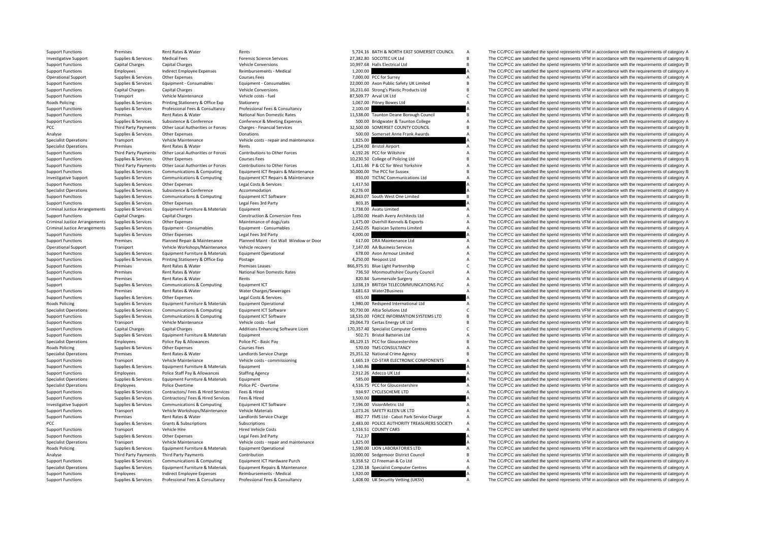| | | | | | | | |
|---|---|---|---|---|---|---|---|
| Support Functions | Premises | Rent Rates & Water | Rents | 5,724.16 | BATH & NORTH EAST SOMERSET COUNCIL | A | The CC/PCC are satisfied the spend represents VFM in accordance with the requirements of category A |
| Investigative Support | Supplies & Services | Medical Fees | Forensic Science Services | 27,382.80 | SOCOTEC UK Ltd | B | The CC/PCC are satisfied the spend represents VFM in accordance with the requirements of category B |
| Support Functions | Capital Charges | Capital Charges | Vehicle Conversions | 10,997.68 | Halls Electrical Ltd | B | The CC/PCC are satisfied the spend represents VFM in accordance with the requirements of category B |
| Support Functions | Employees | Indirect Employee Expenses | Reimbursements - Medical | 1,200.00 | | A | The CC/PCC are satisfied the spend represents VFM in accordance with the requirements of category A |
| Operational Support | Supplies & Services | Other Expenses | Courses Fees | 7,000.00 | PCC for Surrey | A | The CC/PCC are satisfied the spend represents VFM in accordance with the requirements of category A |
| Support Functions | Supplies & Services | Equipment - Consumables | Equipment - Consumables | 22,000.00 | Axon Public Safety UK Limited | B | The CC/PCC are satisfied the spend represents VFM in accordance with the requirements of category B |
| Support Functions | Capital Charges | Capital Charges | Vehicle Conversions | 16,231.60 | Strong's Plastic Products Ltd | B | The CC/PCC are satisfied the spend represents VFM in accordance with the requirements of category B |
| Support Functions | Transport | Vehicle Maintenance | Vehicle costs - fuel | 87,509.77 | Arval UK Ltd | C | The CC/PCC are satisfied the spend represents VFM in accordance with the requirements of category C |
| Roads Policing | Supplies & Services | Printing Stationery & Office Exp | Stationery | 1,067.00 | Pitney Bowes Ltd | A | The CC/PCC are satisfied the spend represents VFM in accordance with the requirements of category A |
| Support Functions | Supplies & Services | Professional Fees & Consultancy | Professional Fees & Consultancy | 2,100.00 | | A | The CC/PCC are satisfied the spend represents VFM in accordance with the requirements of category A |
| Support Functions | Premises | Rent Rates & Water | National Non Domestic Rates | 11,538.00 | Taunton Deane Borough Council | B | The CC/PCC are satisfied the spend represents VFM in accordance with the requirements of category B |
| Support Functions | Supplies & Services | Subsistence & Conference | Conference & Meeting Expenses | 500.00 | Bridgwater & Taunton College | A | The CC/PCC are satisfied the spend represents VFM in accordance with the requirements of category A |
| PCC | Third Party Payments | Other Local Authorities or Forces | Charges - Financial Services | 32,500.00 | SOMERSET COUNTY COUNCIL | B | The CC/PCC are satisfied the spend represents VFM in accordance with the requirements of category B |
| Analyse | Supplies & Services | Other Expenses | Donations | 500.00 | Somerset Anne Frank Awards | A | The CC/PCC are satisfied the spend represents VFM in accordance with the requirements of category A |
| Specialist Operations | Transport | Vehicle Maintenance | Vehicle costs - repair and maintenance | 1,825.00 | | A | The CC/PCC are satisfied the spend represents VFM in accordance with the requirements of category A |
| Specialist Operations | Premises | Rent Rates & Water | Rents | 1,254.00 | Bristol Airport | A | The CC/PCC are satisfied the spend represents VFM in accordance with the requirements of category A |
| Support Functions | Third Party Payments | Other Local Authorities or Forces | Contributions to Other Forces | 4,192.26 | PCC for Wiltshire | A | The CC/PCC are satisfied the spend represents VFM in accordance with the requirements of category A |
| Support Functions | Supplies & Services | Other Expenses | Courses Fees | 10,230.50 | College of Policing Ltd | B | The CC/PCC are satisfied the spend represents VFM in accordance with the requirements of category B |
| Support Functions | Third Party Payments | Other Local Authorities or Forces | Contributions to Other Forces | 1,411.46 | P & CC for West Yorkshire | A | The CC/PCC are satisfied the spend represents VFM in accordance with the requirements of category A |
| Support Functions | Supplies & Services | Communications & Computing | Equipment ICT Repairs & Maintenance | 30,000.00 | The PCC for Sussex | B | The CC/PCC are satisfied the spend represents VFM in accordance with the requirements of category B |
| Investigative Support | Supplies & Services | Communications & Computing | Equipment ICT Repairs & Maintenance | 850.00 | TICTAC Communications Ltd | A | The CC/PCC are satisfied the spend represents VFM in accordance with the requirements of category A |
| Support Functions | Supplies & Services | Other Expenses | Legal Costs & Services | 1,417.50 | | A | The CC/PCC are satisfied the spend represents VFM in accordance with the requirements of category A |
| Specialist Operations | Supplies & Services | Subsistence & Conference | Accommodation | 6,276.00 | | A | The CC/PCC are satisfied the spend represents VFM in accordance with the requirements of category A |
| Support Functions | Supplies & Services | Communications & Computing | Equipment ICT Software | 26,843.07 | South West One Limited | B | The CC/PCC are satisfied the spend represents VFM in accordance with the requirements of category B |
| Support Functions | Supplies & Services | Other Expenses | Legal Fees 3rd Party | 803.35 | | A | The CC/PCC are satisfied the spend represents VFM in accordance with the requirements of category A |
| Criminal Justice Arrangements | Supplies & Services | Equipment Furniture & Materials | Equipment | 1,738.00 | Avatu Limited | A | The CC/PCC are satisfied the spend represents VFM in accordance with the requirements of category A |
| Support Functions | Capital Charges | Capital Charges | Construction & Conversion Fees | 1,050.00 | Heath Avery Architects Ltd | A | The CC/PCC are satisfied the spend represents VFM in accordance with the requirements of category A |
| Criminal Justice Arrangements | Supplies & Services | Other Expenses | Maintenance of dogs/cats | 1,475.00 | Overhill Kennels & Exports | A | The CC/PCC are satisfied the spend represents VFM in accordance with the requirements of category A |
| Criminal Justice Arrangements | Supplies & Services | Equipment - Consumables | Equipment - Consumables | 2,642.05 | Rapiscan Systems Limited | A | The CC/PCC are satisfied the spend represents VFM in accordance with the requirements of category A |
| Support Functions | Supplies & Services | Other Expenses | Legal Fees 3rd Party | 4,000.00 | | A | The CC/PCC are satisfied the spend represents VFM in accordance with the requirements of category A |
| Support Functions | Premises | Planned Repair & Maintenance | Planned Maint - Ext Wall Window or Door | 617.00 | DRA Maintenance Ltd | A | The CC/PCC are satisfied the spend represents VFM in accordance with the requirements of category A |
| Operational Support | Transport | Vehicle Workshops/Maintenance | Vehicle recovery | 7,147.00 | AA Business Services | A | The CC/PCC are satisfied the spend represents VFM in accordance with the requirements of category A |
| Support Functions | Supplies & Services | Equipment Furniture & Materials | Equipment Operational | 678.00 | Avon Armour Limited | A | The CC/PCC are satisfied the spend represents VFM in accordance with the requirements of category A |
| Support Functions | Supplies & Services | Printing Stationery & Office Exp | Postage | 4,250.00 | Neopost Ltd | A | The CC/PCC are satisfied the spend represents VFM in accordance with the requirements of category A |
| Support Functions | Premises | Rent Rates & Water | Premises Leases | 866,975.91 | Blue Light Partnership | C | The CC/PCC are satisfied the spend represents VFM in accordance with the requirements of category C |
| Support Functions | Premises | Rent Rates & Water | National Non Domestic Rates | 736.50 | Monmouthshire County Council | A | The CC/PCC are satisfied the spend represents VFM in accordance with the requirements of category A |
| Support Functions | Premises | Rent Rates & Water | Rents | 820.84 | Summervale Surgery | A | The CC/PCC are satisfied the spend represents VFM in accordance with the requirements of category A |
| Support | Supplies & Services | Communications & Computing | Equipment ICT | 3,038.19 | BRITISH TELECOMMUNICATIONS PLC | A | The CC/PCC are satisfied the spend represents VFM in accordance with the requirements of category A |
| Support Functions | Premises | Rent Rates & Water | Water Charges/Sewerages | 3,681.63 | Water2Business | A | The CC/PCC are satisfied the spend represents VFM in accordance with the requirements of category A |
| Support Functions | Supplies & Services | Other Expenses | Legal Costs & Services | 655.00 | | A | The CC/PCC are satisfied the spend represents VFM in accordance with the requirements of category A |
| Roads Policing | Supplies & Services | Equipment Furniture & Materials | Equipment Operational | 1,980.00 | Redspeed International Ltd | A | The CC/PCC are satisfied the spend represents VFM in accordance with the requirements of category A |
| Specialist Operations | Supplies & Services | Communications & Computing | Equipment ICT Software | 50,730.00 | Altia Solutions Ltd | C | The CC/PCC are satisfied the spend represents VFM in accordance with the requirements of category C |
| Support Functions | Supplies & Services | Communications & Computing | Equipment ICT Software | 18,535.00 | FORCE INFORMATION SYSTEMS LTD | B | The CC/PCC are satisfied the spend represents VFM in accordance with the requirements of category B |
| Support Functions | Transport | Vehicle Maintenance | Vehicle costs - fuel | 29,064.73 | Certas Energy UK Ltd | B | The CC/PCC are satisfied the spend represents VFM in accordance with the requirements of category B |
| Support Functions | Capital Charges | Capital Charges | Additions Enhancing Software Licen | 170,357.40 | Specialist Computer Centres | C | The CC/PCC are satisfied the spend represents VFM in accordance with the requirements of category C |
| Support Functions | Supplies & Services | Equipment Furniture & Materials | Equipment | 502.71 | Bristol Batteries Ltd | A | The CC/PCC are satisfied the spend represents VFM in accordance with the requirements of category A |
| Specialist Operations | Employees | Police Pay & Allowances | Police PC - Basic Pay | 48,129.15 | PCC for Gloucestershire | B | The CC/PCC are satisfied the spend represents VFM in accordance with the requirements of category B |
| Roads Policing | Supplies & Services | Other Expenses | Courses Fees | 570.00 | TMS CONSULTANCY | A | The CC/PCC are satisfied the spend represents VFM in accordance with the requirements of category A |
| Specialist Operations | Premises | Rent Rates & Water | Landlords Service Charge | 25,351.32 | National Crime Agency | B | The CC/PCC are satisfied the spend represents VFM in accordance with the requirements of category B |
| Support Functions | Transport | Vehicle Maintenance | Vehicle costs - commissioning | 1,665.19 | CO-STAR ELECTRONIC COMPONENTS | A | The CC/PCC are satisfied the spend represents VFM in accordance with the requirements of category A |
| Support Functions | Supplies & Services | Equipment Furniture & Materials | Equipment | 3,140.86 | | A | The CC/PCC are satisfied the spend represents VFM in accordance with the requirements of category A |
| Support Functions | Employees | Police Staff Pay & Allowances | Staffing Agency | 2,912.26 | Adecco UK Ltd | A | The CC/PCC are satisfied the spend represents VFM in accordance with the requirements of category A |
| Specialist Operations | Supplies & Services | Equipment Furniture & Materials | Equipment | 585.00 | | A | The CC/PCC are satisfied the spend represents VFM in accordance with the requirements of category A |
| Specialist Operations | Employees | Police Overtime | Police PC - Overtime | 4,516.75 | PCC for Gloucestershire | A | The CC/PCC are satisfied the spend represents VFM in accordance with the requirements of category A |
| Support Functions | Supplies & Services | Contractors/ Fees & Hired Services | Fees & Hired | 934.97 | CYCLESCHEME LTD | A | The CC/PCC are satisfied the spend represents VFM in accordance with the requirements of category A |
| Support Functions | Supplies & Services | Contractors/ Fees & Hired Services | Fees & Hired | 3,500.00 | | A | The CC/PCC are satisfied the spend represents VFM in accordance with the requirements of category A |
| Investigative Support | Supplies & Services | Communications & Computing | Equipment ICT Software | 7,196.00 | VisionMetric Ltd | A | The CC/PCC are satisfied the spend represents VFM in accordance with the requirements of category A |
| Support Functions | Transport | Vehicle Workshops/Maintenance | Vehicle Materials | 1,073.26 | SAFETY KLEEN UK LTD | A | The CC/PCC are satisfied the spend represents VFM in accordance with the requirements of category A |
| Support Functions | Premises | Rent Rates & Water | Landlords Service Charge | 892.77 | FMS Ltd - Cabot Park Service Charge | A | The CC/PCC are satisfied the spend represents VFM in accordance with the requirements of category A |
| PCC | Supplies & Services | Grants & Subscriptions | Subscriptions | 2,483.00 | POLICE AUTHORITY TREASURERS SOCIETY | A | The CC/PCC are satisfied the spend represents VFM in accordance with the requirements of category A |
| Support Functions | Transport | Vehicle Hire | Hired Vehicle Costs | 1,516.51 | COUNTY CARS | A | The CC/PCC are satisfied the spend represents VFM in accordance with the requirements of category A |
| Support Functions | Supplies & Services | Other Expenses | Legal Fees 3rd Party | 712.37 | | A | The CC/PCC are satisfied the spend represents VFM in accordance with the requirements of category A |
| Specialist Operations | Transport | Vehicle Maintenance | Vehicle costs - repair and maintenance | 1,825.00 | | A | The CC/PCC are satisfied the spend represents VFM in accordance with the requirements of category A |
| Roads Policing | Supplies & Services | Equipment Furniture & Materials | Equipment Operational | 1,590.00 | LION LABORATORIES LTD | A | The CC/PCC are satisfied the spend represents VFM in accordance with the requirements of category A |
| Analyse | Third Party Payments | Third Party Payments | Contribution | 10,000.00 | Sedgemoor District Council | B | The CC/PCC are satisfied the spend represents VFM in accordance with the requirements of category B |
| Support Functions | Supplies & Services | Communications & Computing | Equipment ICT Hardware Purch | 9,358.52 | CJ Freeman & Co Ltd | A | The CC/PCC are satisfied the spend represents VFM in accordance with the requirements of category A |
| Specialist Operations | Supplies & Services | Equipment Furniture & Materials | Equipment Repairs & Maintenance | 1,230.18 | Specialist Computer Centres | A | The CC/PCC are satisfied the spend represents VFM in accordance with the requirements of category A |
| Support Functions | Employees | Indirect Employee Expenses | Reimbursements - Medical | 1,920.00 | | A | The CC/PCC are satisfied the spend represents VFM in accordance with the requirements of category A |
| Support Functions | Supplies & Services | Professional Fees & Consultancy | Professional Fees & Consultancy | 1,408.00 | UK Security Vetting (UKSV) | A | The CC/PCC are satisfied the spend represents VFM in accordance with the requirements of category A |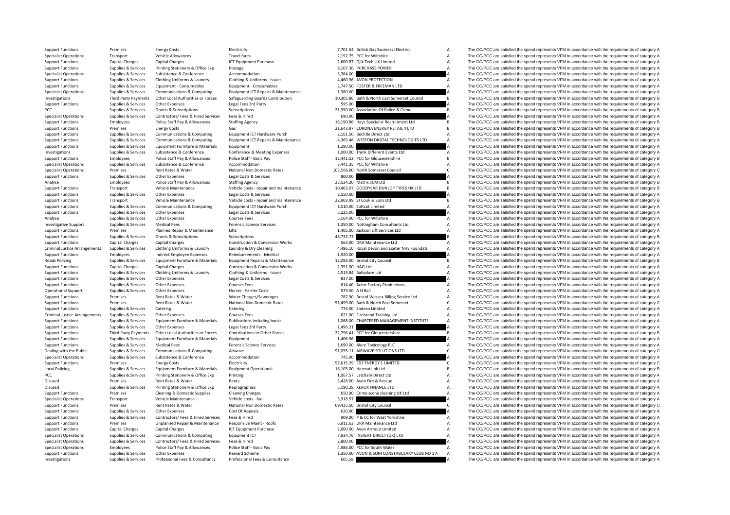| | | | | | | | |
|---|---|---|---|---|---|---|---|
| Support Functions | Premises | Energy Costs | Electricity | 7,701.54 | British Gas Business (Electric) | A | The CC/PCC are satisfied the spend represents VFM in accordance with the requirements of category A |
| Specialist Operations | Transport | Vehicle Allowances | Travel fares | 2,152.75 | PCC for Wiltshire | A | The CC/PCC are satisfied the spend represents VFM in accordance with the requirements of category A |
| Support Functions | Capital Charges | Capital Charges | ICT Equipment Purchase | 2,600.87 | Qlik Tech UK Limited | A | The CC/PCC are satisfied the spend represents VFM in accordance with the requirements of category A |
| Support Functions | Supplies & Services | Printing Stationery & Office Exp | Postage | 8,107.36 | PURCHASE POWER | A | The CC/PCC are satisfied the spend represents VFM in accordance with the requirements of category A |
| Specialist Operations | Supplies & Services | Subsistence & Conference | Accommodation | 3,384.00 | | A | The CC/PCC are satisfied the spend represents VFM in accordance with the requirements of category A |
| Support Functions | Supplies & Services | Clothing Uniforms & Laundry | Clothing & Uniforms - Issues | 4,460.96 | AVON PROTECTION | A | The CC/PCC are satisfied the spend represents VFM in accordance with the requirements of category A |
| Support Functions | Supplies & Services | Equipment - Consumables | Equipment - Consumables | 2,747.50 | FOSTER & FREEMAN LTD | A | The CC/PCC are satisfied the spend represents VFM in accordance with the requirements of category A |
| Specialist Operations | Supplies & Services | Communications & Computing | Equipment ICT Repairs & Maintenance | 1,380.00 | | A | The CC/PCC are satisfied the spend represents VFM in accordance with the requirements of category A |
| Investigations | Third Party Payments | Other Local Authorities or Forces | Safeguarding Boards Contribution | 10,305.86 | Bath & North East Somerset Council | B | The CC/PCC are satisfied the spend represents VFM in accordance with the requirements of category B |
| Support Functions | Supplies & Services | Other Expenses | Legal Fees 3rd Party | 595.00 | | A | The CC/PCC are satisfied the spend represents VFM in accordance with the requirements of category A |
| PCC | Supplies & Services | Grants & Subscriptions | Subscriptions | 21,950.00 | Association Of Police & Crime | B | The CC/PCC are satisfied the spend represents VFM in accordance with the requirements of category B |
| Specialist Operations | Supplies & Services | Contractors/ Fees & Hired Services | Fees & Hired | 690.00 | | A | The CC/PCC are satisfied the spend represents VFM in accordance with the requirements of category A |
| Support Functions | Employees | Police Staff Pay & Allowances | Staffing Agency | 16,190.96 | Hays Specialist Recruitment Ltd | B | The CC/PCC are satisfied the spend represents VFM in accordance with the requirements of category B |
| Support Functions | Premises | Energy Costs | Gas | 21,643.97 | CORONA ENERGY RETAIL 4 LTD | B | The CC/PCC are satisfied the spend represents VFM in accordance with the requirements of category B |
| Support Functions | Supplies & Services | Communications & Computing | Equipment ICT Hardware Purch | 2,161.50 | Bechtle Direct Ltd | A | The CC/PCC are satisfied the spend represents VFM in accordance with the requirements of category A |
| Support Functions | Supplies & Services | Communications & Computing | Equipment ICT Repairs & Maintenance | 4,365.48 | WESTON DIGITAL TECHNOLOGIES LTD | A | The CC/PCC are satisfied the spend represents VFM in accordance with the requirements of category A |
| Support Functions | Supplies & Services | Equipment Furniture & Materials | Equipment | 1,280.00 | | A | The CC/PCC are satisfied the spend represents VFM in accordance with the requirements of category A |
| Investigations | Supplies & Services | Subsistence & Conference | Conference & Meeting Expenses | 1,000.00 | Think Different Events Ltd | A | The CC/PCC are satisfied the spend represents VFM in accordance with the requirements of category A |
| Support Functions | Employees | Police Staff Pay & Allowances | Police Staff - Basic Pay | 12,441.52 | PCC for Gloucestershire | B | The CC/PCC are satisfied the spend represents VFM in accordance with the requirements of category B |
| Specialist Operations | Supplies & Services | Subsistence & Conference | Accommodation | 3,441.35 | PCC for Wiltshire | A | The CC/PCC are satisfied the spend represents VFM in accordance with the requirements of category A |
| Specialist Operations | Premises | Rent Rates & Water | National Non Domestic Rates | 103,566.00 | North Somerset Council | C | The CC/PCC are satisfied the spend represents VFM in accordance with the requirements of category C |
| Support Functions | Supplies & Services | Other Expenses | Legal Costs & Services | 800.00 | | A | The CC/PCC are satisfied the spend represents VFM in accordance with the requirements of category A |
| Analyse | Employees | Police Staff Pay & Allowances | Staffing Agency | 23,524.20 | Matrix SCM Ltd | B | The CC/PCC are satisfied the spend represents VFM in accordance with the requirements of category B |
| Support Functions | Transport | Vehicle Maintenance | Vehicle costs - repair and maintenance | 10,463.07 | GOODYEAR DUNLOP TYRES UK LTD | B | The CC/PCC are satisfied the spend represents VFM in accordance with the requirements of category B |
| Support Functions | Supplies & Services | Other Expenses | Legal Costs & Services | 2,550.00 | | A | The CC/PCC are satisfied the spend represents VFM in accordance with the requirements of category A |
| Support Functions | Transport | Vehicle Maintenance | Vehicle costs - repair and maintenance | 22,903.99 | SJ Cook & Sons Ltd | B | The CC/PCC are satisfied the spend represents VFM in accordance with the requirements of category B |
| Support Functions | Supplies & Services | Communications & Computing | Equipment ICT Hardware Purch | 1,010.00 | Softcat Limited | A | The CC/PCC are satisfied the spend represents VFM in accordance with the requirements of category A |
| Support Functions | Supplies & Services | Other Expenses | Legal Costs & Services | 5,225.00 | | A | The CC/PCC are satisfied the spend represents VFM in accordance with the requirements of category A |
| Analyse | Supplies & Services | Other Expenses | Courses Fees | 5,164.00 | PCC for Wiltshire | A | The CC/PCC are satisfied the spend represents VFM in accordance with the requirements of category A |
| Investigative Support | Supplies & Services | Medical Fees | Forensic Science Services | 1,350.00 | Nottingham Consultants Ltd | A | The CC/PCC are satisfied the spend represents VFM in accordance with the requirements of category A |
| Support Functions | Premises | Planned Repair & Maintenance | Lifts | 1,405.00 | Jackson Lift Services Ltd | A | The CC/PCC are satisfied the spend represents VFM in accordance with the requirements of category A |
| Support Functions | Supplies & Services | Grants & Subscriptions | Subscriptions | 48,732.72 | | B | The CC/PCC are satisfied the spend represents VFM in accordance with the requirements of category B |
| Support Functions | Capital Charges | Capital Charges | Construction & Conversion Works | 563.00 | DRA Maintenance Ltd | A | The CC/PCC are satisfied the spend represents VFM in accordance with the requirements of category A |
| Criminal Justice Arrangements | Supplies & Services | Clothing Uniforms & Laundry | Laundry & Dry Cleaning | 4,496.10 | Royal Devon and Exeter NHS Foundati | A | The CC/PCC are satisfied the spend represents VFM in accordance with the requirements of category A |
| Support Functions | Employees | Indirect Employee Expenses | Reimbursements - Medical | 1,920.00 | | A | The CC/PCC are satisfied the spend represents VFM in accordance with the requirements of category A |
| Roads Policing | Supplies & Services | Equipment Furniture & Materials | Equipment Repairs & Maintenance | 12,293.00 | Bristol City Council | B | The CC/PCC are satisfied the spend represents VFM in accordance with the requirements of category B |
| Support Functions | Capital Charges | Capital Charges | Construction & Conversion Works | 2,391.00 | HAG Ltd | A | The CC/PCC are satisfied the spend represents VFM in accordance with the requirements of category A |
| Support Functions | Supplies & Services | Clothing Uniforms & Laundry | Clothing & Uniforms - Issues | 4,513.84 | Ballyclare Ltd | A | The CC/PCC are satisfied the spend represents VFM in accordance with the requirements of category A |
| Support Functions | Supplies & Services | Other Expenses | Legal Costs & Services | 837.00 | | A | The CC/PCC are satisfied the spend represents VFM in accordance with the requirements of category A |
| Support Functions | Supplies & Services | Other Expenses | Courses Fees | 614.40 | Actor Factory Productions | A | The CC/PCC are satisfied the spend represents VFM in accordance with the requirements of category A |
| Operational Support | Supplies & Services | Other Expenses | Horses - Farrier Costs | 579.50 | A H Ball | A | The CC/PCC are satisfied the spend represents VFM in accordance with the requirements of category A |
| Support Functions | Premises | Rent Rates & Water | Water Charges/Sewerages | 787.90 | Bristol Wessex Billing Service Ltd | A | The CC/PCC are satisfied the spend represents VFM in accordance with the requirements of category A |
| Support Functions | Premises | Rent Rates & Water | National Non Domestic Rates | 51,499.00 | Bath & North East Somerset | C | The CC/PCC are satisfied the spend represents VFM in accordance with the requirements of category C |
| Support Functions | Supplies & Services | Catering | Catering | 774.00 | Sodexo Limited | A | The CC/PCC are satisfied the spend represents VFM in accordance with the requirements of category A |
| Criminal Justice Arrangements | Supplies & Services | Other Expenses | Courses Fees | 621.00 | Firebrand Training Ltd | A | The CC/PCC are satisfied the spend represents VFM in accordance with the requirements of category A |
| Support Functions | Supplies & Services | Equipment Furniture & Materials | Publications including books | 1,068.00 | CHARTERED MANAGEMENT INSTITUTE | A | The CC/PCC are satisfied the spend represents VFM in accordance with the requirements of category A |
| Support Functions | Supplies & Services | Other Expenses | Legal Fees 3rd Party | 1,496.21 | | A | The CC/PCC are satisfied the spend represents VFM in accordance with the requirements of category A |
| Support Functions | Third Party Payments | Other Local Authorities or Forces | Contributions to Other Forces | 22,796.41 | PCC for Gloucestershire | B | The CC/PCC are satisfied the spend represents VFM in accordance with the requirements of category B |
| Support Functions | Supplies & Services | Equipment Furniture & Materials | Equipment | 1,406.96 | | A | The CC/PCC are satisfied the spend represents VFM in accordance with the requirements of category A |
| Support Functions | Supplies & Services | Medical Fees | Forensic Science Services | 1,690.00 | Alere Toxicology PLC | A | The CC/PCC are satisfied the spend represents VFM in accordance with the requirements of category A |
| Dealing with the Public | Supplies & Services | Communications & Computing | Airwave | 91,055.11 | AIRWAVE SOLUTIONS LTD | C | The CC/PCC are satisfied the spend represents VFM in accordance with the requirements of category C |
| Specialist Operations | Supplies & Services | Subsistence & Conference | Accommodation | 745.00 | | A | The CC/PCC are satisfied the spend represents VFM in accordance with the requirements of category A |
| Support Functions | Premises | Energy Costs | Electricity | 57,615.29 | EDF ENERGY 1 LIMITED | C | The CC/PCC are satisfied the spend represents VFM in accordance with the requirements of category C |
| Local Policing | Supplies & Services | Equipment Furniture & Materials | Equipment Operational | 18,103.00 | HazmatLink Ltd | B | The CC/PCC are satisfied the spend represents VFM in accordance with the requirements of category B |
| PCC | Supplies & Services | Printing Stationery & Office Exp | Printing | 1,067.57 | Latcham Direct Ltd | A | The CC/PCC are satisfied the spend represents VFM in accordance with the requirements of category A |
| Disused | Premises | Rent Rates & Water | Rents | 5,428.00 | Avon Fire & Rescue | A | The CC/PCC are satisfied the spend represents VFM in accordance with the requirements of category A |
| Disused | Supplies & Services | Printing Stationery & Office Exp | Reprographics | 5,190.28 | XEROX FINANCE LTD | A | The CC/PCC are satisfied the spend represents VFM in accordance with the requirements of category A |
| Support Functions | Premises | Cleaning & Domestic Supplies | Cleaning Charges | 650.00 | Crime scene cleaning UK Ltd | A | The CC/PCC are satisfied the spend represents VFM in accordance with the requirements of category A |
| Specialist Operations | Transport | Vehicle Maintenance | Vehicle costs - fuel | 5,918.57 | | A | The CC/PCC are satisfied the spend represents VFM in accordance with the requirements of category A |
| Support Functions | Premises | Rent Rates & Water | National Non Domestic Rates | 69,435.50 | Bristol City Council | C | The CC/PCC are satisfied the spend represents VFM in accordance with the requirements of category C |
| Support Functions | Supplies & Services | Other Expenses | Cost Of Appeals | 620.00 | | A | The CC/PCC are satisfied the spend represents VFM in accordance with the requirements of category A |
| Support Functions | Supplies & Services | Contractors/ Fees & Hired Services | Fees & Hired | 909.00 | P & CC for West Yorkshire | A | The CC/PCC are satisfied the spend represents VFM in accordance with the requirements of category A |
| Support Functions | Premises | Unplanned Repair & Maintenance | Responsive Maint - Roofs | 6,911.63 | DRA Maintenance Ltd | A | The CC/PCC are satisfied the spend represents VFM in accordance with the requirements of category A |
| Support Functions | Capital Charges | Capital Charges | ICT Equipment Purchase | 2,000.00 | Avon Armour Limited | A | The CC/PCC are satisfied the spend represents VFM in accordance with the requirements of category A |
| Specialist Operations | Supplies & Services | Communications & Computing | Equipment ICT | 7,934.76 | INSIGHT DIRECT (UK) LTD | A | The CC/PCC are satisfied the spend represents VFM in accordance with the requirements of category A |
| Specialist Operations | Supplies & Services | Contractors/ Fees & Hired Services | Fees & Hired | 2,800.00 | | A | The CC/PCC are satisfied the spend represents VFM in accordance with the requirements of category A |
| Specialist Operations | Employees | Police Staff Pay & Allowances | Police Staff - Basic Pay | 4,986.00 | PCC for South Wales | A | The CC/PCC are satisfied the spend represents VFM in accordance with the requirements of category A |
| Support Functions | Supplies & Services | Other Expenses | Reward Scheme | 1,350.00 | AVON & SOM CONSTABULARY CLUB NO 1 A | A | The CC/PCC are satisfied the spend represents VFM in accordance with the requirements of category A |
| Investigations | Supplies & Services | Professional Fees & Consultancy | Professional Fees & Consultancy | 605.58 | | A | The CC/PCC are satisfied the spend represents VFM in accordance with the requirements of category A |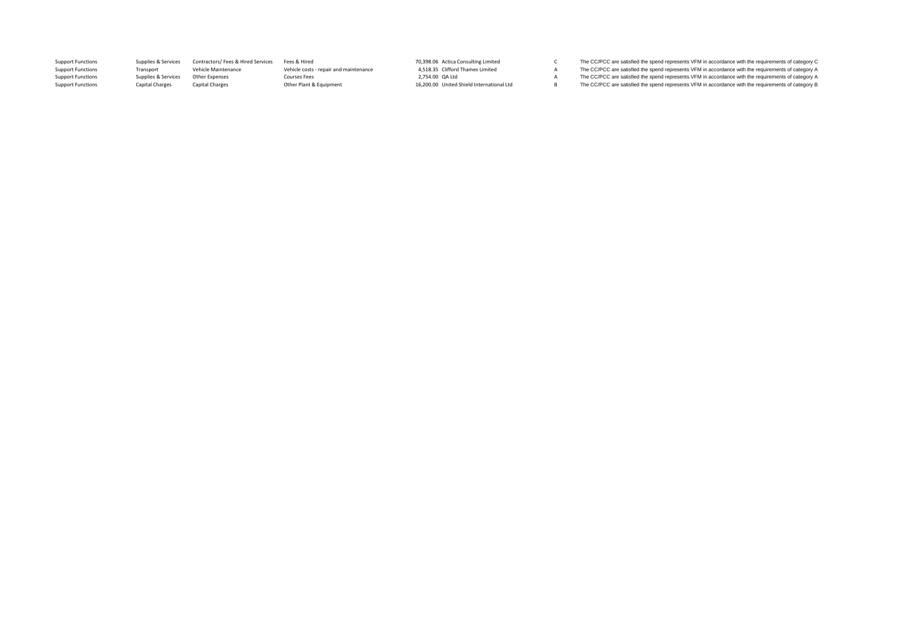| | | | | | | | |
|---|---|---|---|---|---|---|---|
| Support Functions | Supplies & Services | Contractors/ Fees & Hired Services | Fees & Hired | 70,398.06 | Actica Consulting Limited | C | The CC/PCC are satisfied the spend represents VFM in accordance with the requirements of category C |
| Support Functions | Transport | Vehicle Maintenance | Vehicle costs - repair and maintenance | 4,518.35 | Clifford Thames Limited | A | The CC/PCC are satisfied the spend represents VFM in accordance with the requirements of category A |
| Support Functions | Supplies & Services | Other Expenses | Courses Fees | 2,754.00 | QA Ltd | A | The CC/PCC are satisfied the spend represents VFM in accordance with the requirements of category A |
| Support Functions | Capital Charges | Capital Charges | Other Plant & Equipment | 16,200.00 | United Shield International Ltd | B | The CC/PCC are satisfied the spend represents VFM in accordance with the requirements of category B |